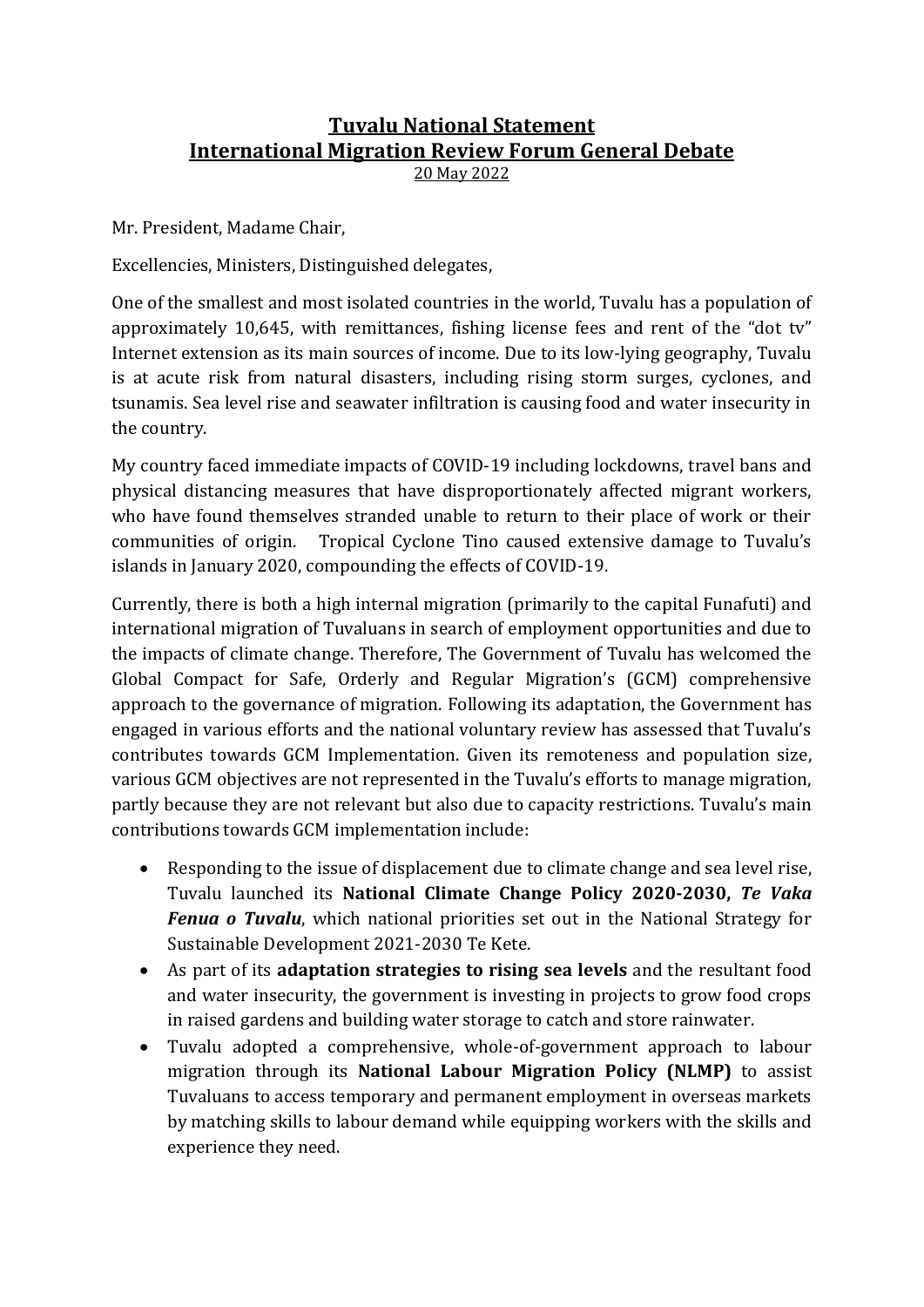# Tuvalu National Statement
# International Migration Review Forum General Debate

20 May 2022

Mr. President, Madame Chair,

Excellencies, Ministers, Distinguished delegates,

One of the smallest and most isolated countries in the world, Tuvalu has a population of approximately 10,645, with remittances, fishing license fees and rent of the "dot tv" Internet extension as its main sources of income. Due to its low-lying geography, Tuvalu is at acute risk from natural disasters, including rising storm surges, cyclones, and tsunamis. Sea level rise and seawater infiltration is causing food and water insecurity in the country.

My country faced immediate impacts of COVID-19 including lockdowns, travel bans and physical distancing measures that have disproportionately affected migrant workers, who have found themselves stranded unable to return to their place of work or their communities of origin. Tropical Cyclone Tino caused extensive damage to Tuvalu's islands in January 2020, compounding the effects of COVID-19.

Currently, there is both a high internal migration (primarily to the capital Funafuti) and international migration of Tuvaluans in search of employment opportunities and due to the impacts of climate change. Therefore, The Government of Tuvalu has welcomed the Global Compact for Safe, Orderly and Regular Migration's (GCM) comprehensive approach to the governance of migration. Following its adaptation, the Government has engaged in various efforts and the national voluntary review has assessed that Tuvalu's contributes towards GCM Implementation. Given its remoteness and population size, various GCM objectives are not represented in the Tuvalu's efforts to manage migration, partly because they are not relevant but also due to capacity restrictions. Tuvalu's main contributions towards GCM implementation include:

- Responding to the issue of displacement due to climate change and sea level rise, Tuvalu launched its **National Climate Change Policy 2020-2030, *Te Vaka Fenua o Tuvalu***, which national priorities set out in the National Strategy for Sustainable Development 2021-2030 Te Kete.
- As part of its **adaptation strategies to rising sea levels** and the resultant food and water insecurity, the government is investing in projects to grow food crops in raised gardens and building water storage to catch and store rainwater.
- Tuvalu adopted a comprehensive, whole-of-government approach to labour migration through its **National Labour Migration Policy (NLMP)** to assist Tuvaluans to access temporary and permanent employment in overseas markets by matching skills to labour demand while equipping workers with the skills and experience they need.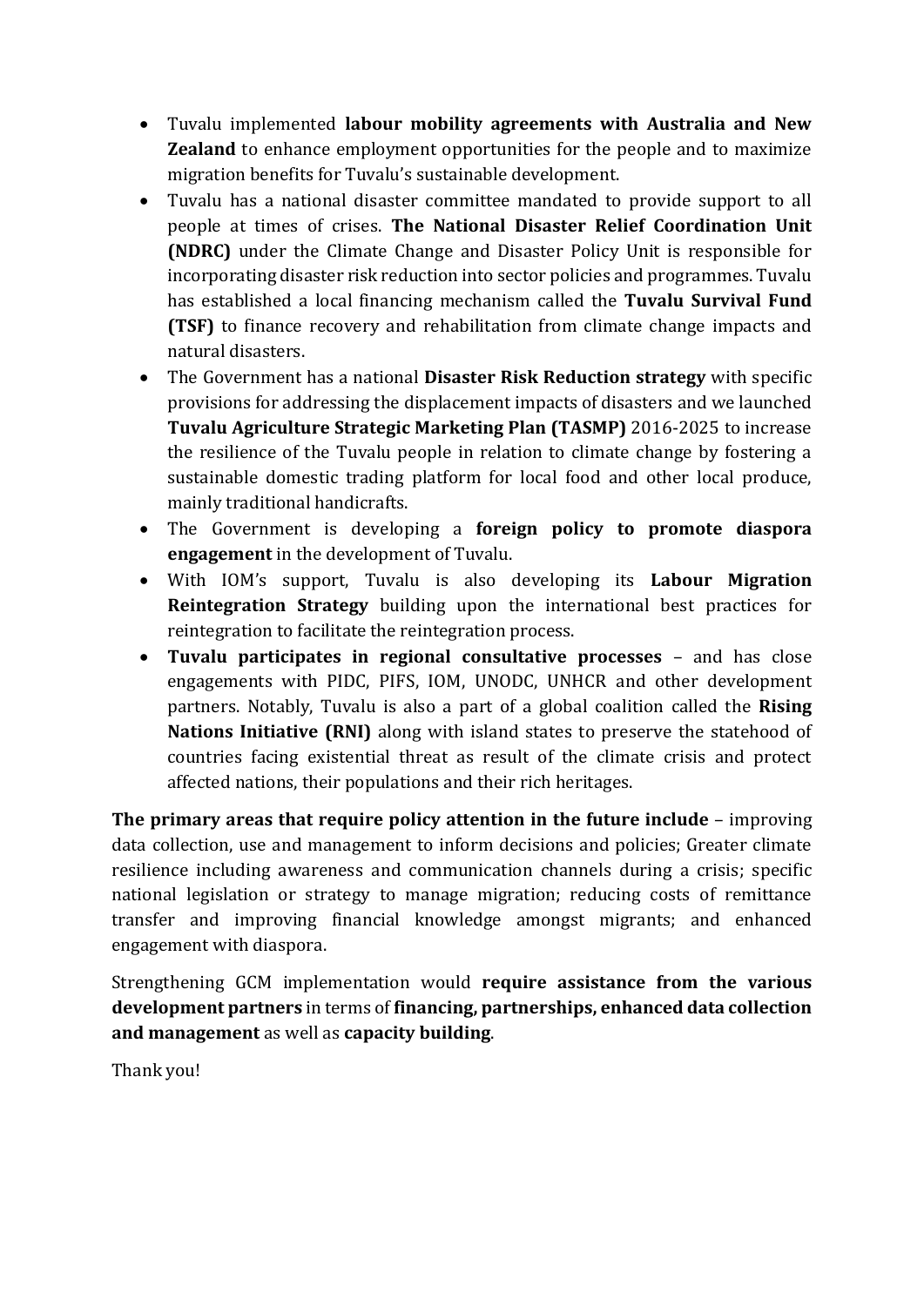- Tuvalu implemented **labour mobility agreements with Australia and New Zealand** to enhance employment opportunities for the people and to maximize migration benefits for Tuvalu's sustainable development.
- Tuvalu has a national disaster committee mandated to provide support to all people at times of crises. **The National Disaster Relief Coordination Unit (NDRC)** under the Climate Change and Disaster Policy Unit is responsible for incorporating disaster risk reduction into sector policies and programmes. Tuvalu has established a local financing mechanism called the **Tuvalu Survival Fund (TSF)** to finance recovery and rehabilitation from climate change impacts and natural disasters.
- The Government has a national **Disaster Risk Reduction strategy** with specific provisions for addressing the displacement impacts of disasters and we launched **Tuvalu Agriculture Strategic Marketing Plan (TASMP)** 2016-2025 to increase the resilience of the Tuvalu people in relation to climate change by fostering a sustainable domestic trading platform for local food and other local produce, mainly traditional handicrafts.
- The Government is developing a **foreign policy to promote diaspora engagement** in the development of Tuvalu.
- With IOM's support, Tuvalu is also developing its **Labour Migration Reintegration Strategy** building upon the international best practices for reintegration to facilitate the reintegration process.
- **Tuvalu participates in regional consultative processes** – and has close engagements with PIDC, PIFS, IOM, UNODC, UNHCR and other development partners. Notably, Tuvalu is also a part of a global coalition called the **Rising Nations Initiative (RNI)** along with island states to preserve the statehood of countries facing existential threat as result of the climate crisis and protect affected nations, their populations and their rich heritages.

**The primary areas that require policy attention in the future include** – improving data collection, use and management to inform decisions and policies; Greater climate resilience including awareness and communication channels during a crisis; specific national legislation or strategy to manage migration; reducing costs of remittance transfer and improving financial knowledge amongst migrants; and enhanced engagement with diaspora.

Strengthening GCM implementation would **require assistance from the various development partners** in terms of **financing, partnerships, enhanced data collection and management** as well as **capacity building**.

Thank you!